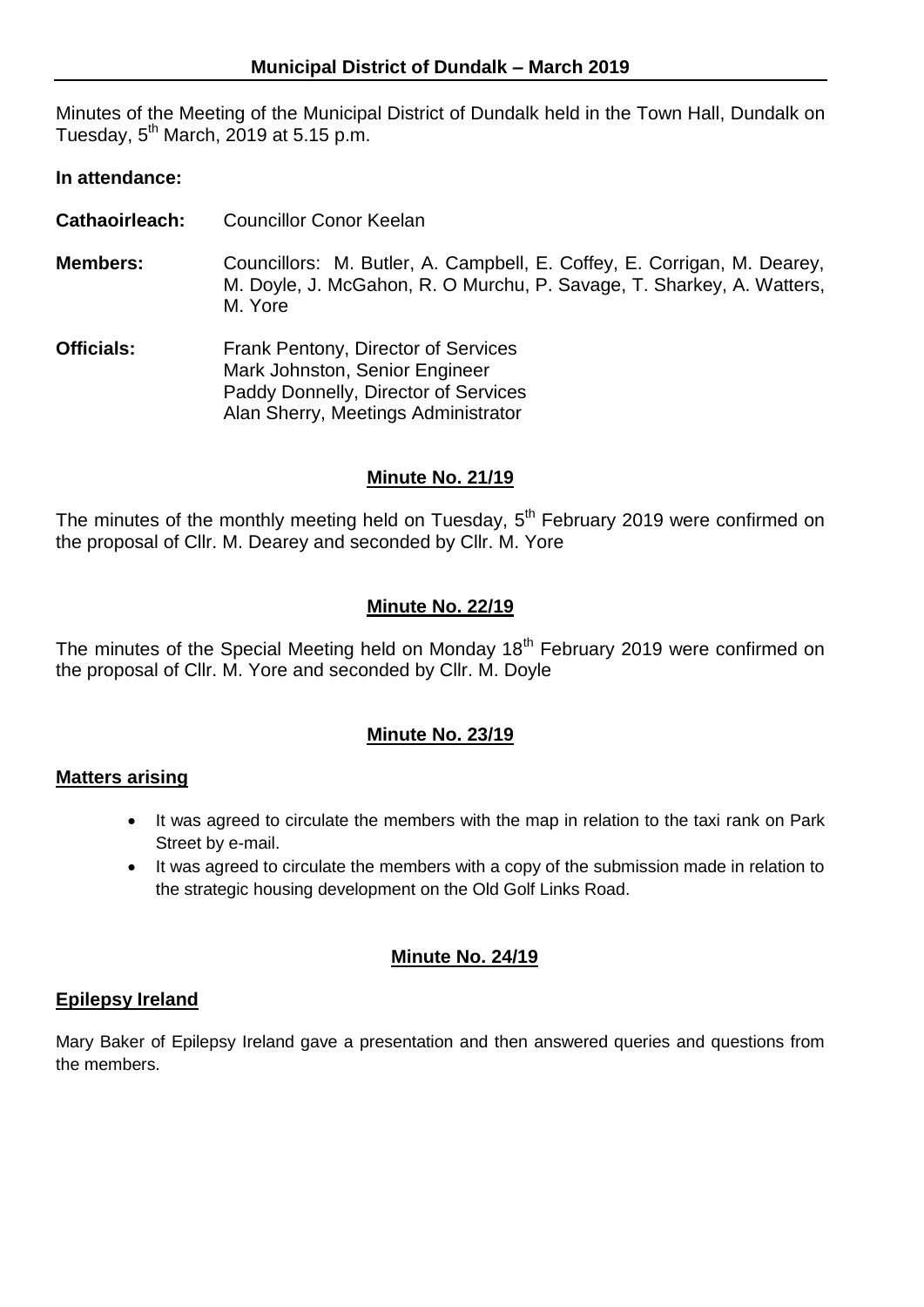# Municipal District of Dundalk – March 2019

Minutes of the Meeting of the Municipal District of Dundalk held in the Town Hall, Dundalk on Tuesday, 5th March, 2019 at 5.15 p.m.

**In attendance:**

**Cathaoirleach:** Councillor Conor Keelan

**Members:** Councillors: M. Butler, A. Campbell, E. Coffey, E. Corrigan, M. Dearey, M. Doyle, J. McGahon, R. O Murchu, P. Savage, T. Sharkey, A. Watters, M. Yore

**Officials:** Frank Pentony, Director of Services
Mark Johnston, Senior Engineer
Paddy Donnelly, Director of Services
Alan Sherry, Meetings Administrator

## Minute No. 21/19

The minutes of the monthly meeting held on Tuesday, 5th February 2019 were confirmed on the proposal of Cllr. M. Dearey and seconded by Cllr. M. Yore

## Minute No. 22/19

The minutes of the Special Meeting held on Monday 18th February 2019 were confirmed on the proposal of Cllr. M. Yore and seconded by Cllr. M. Doyle

## Minute No. 23/19

### Matters arising

- It was agreed to circulate the members with the map in relation to the taxi rank on Park Street by e-mail.
- It was agreed to circulate the members with a copy of the submission made in relation to the strategic housing development on the Old Golf Links Road.

## Minute No. 24/19

### Epilepsy Ireland

Mary Baker of Epilepsy Ireland gave a presentation and then answered queries and questions from the members.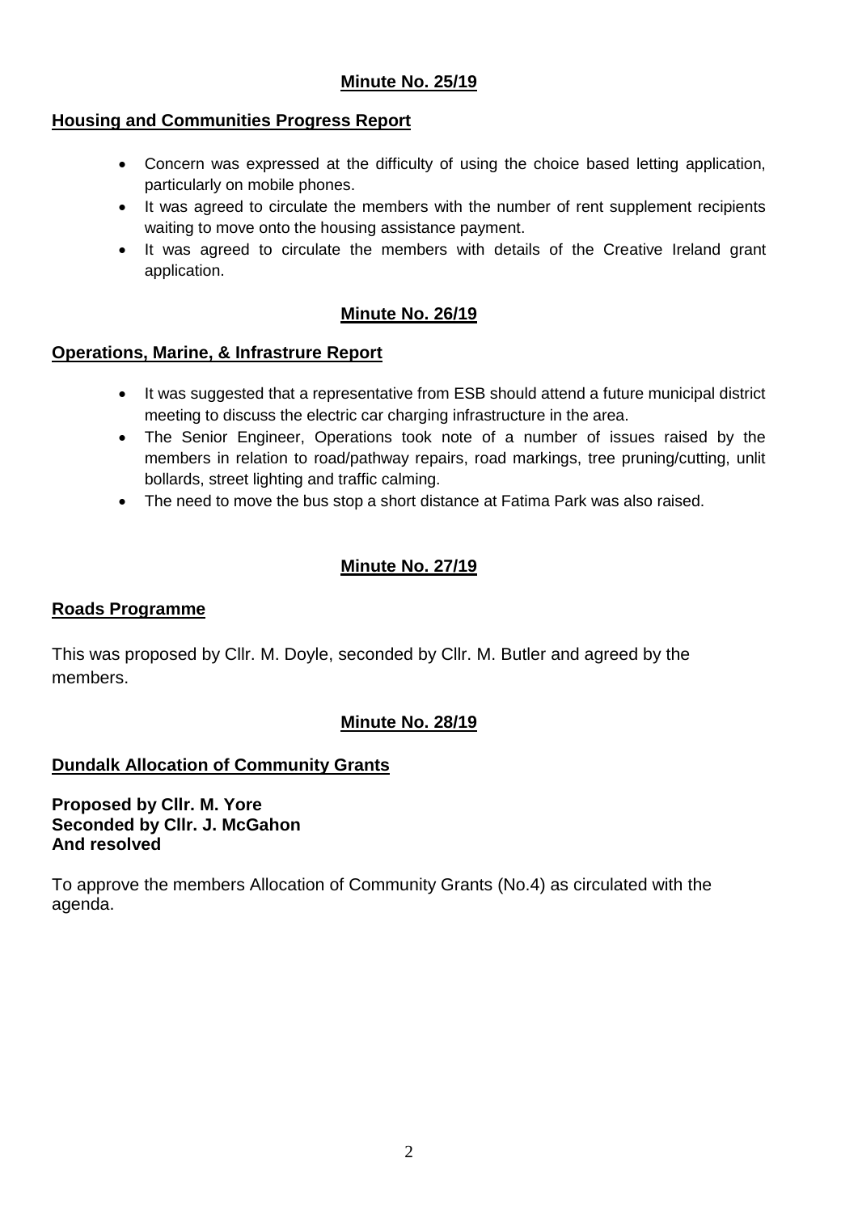**Minute No. 25/19**

**Housing and Communities Progress Report**

- Concern was expressed at the difficulty of using the choice based letting application, particularly on mobile phones.
- It was agreed to circulate the members with the number of rent supplement recipients waiting to move onto the housing assistance payment.
- It was agreed to circulate the members with details of the Creative Ireland grant application.

**Minute No. 26/19**

**Operations, Marine, & Infrastrure Report**

- It was suggested that a representative from ESB should attend a future municipal district meeting to discuss the electric car charging infrastructure in the area.
- The Senior Engineer, Operations took note of a number of issues raised by the members in relation to road/pathway repairs, road markings, tree pruning/cutting, unlit bollards, street lighting and traffic calming.
- The need to move the bus stop a short distance at Fatima Park was also raised.

**Minute No. 27/19**

**Roads Programme**

This was proposed by Cllr. M. Doyle, seconded by Cllr. M. Butler and agreed by the members.

**Minute No. 28/19**

**Dundalk Allocation of Community Grants**

**Proposed by Cllr. M. Yore**
**Seconded by Cllr. J. McGahon**
**And resolved**

To approve the members Allocation of Community Grants (No.4) as circulated with the agenda.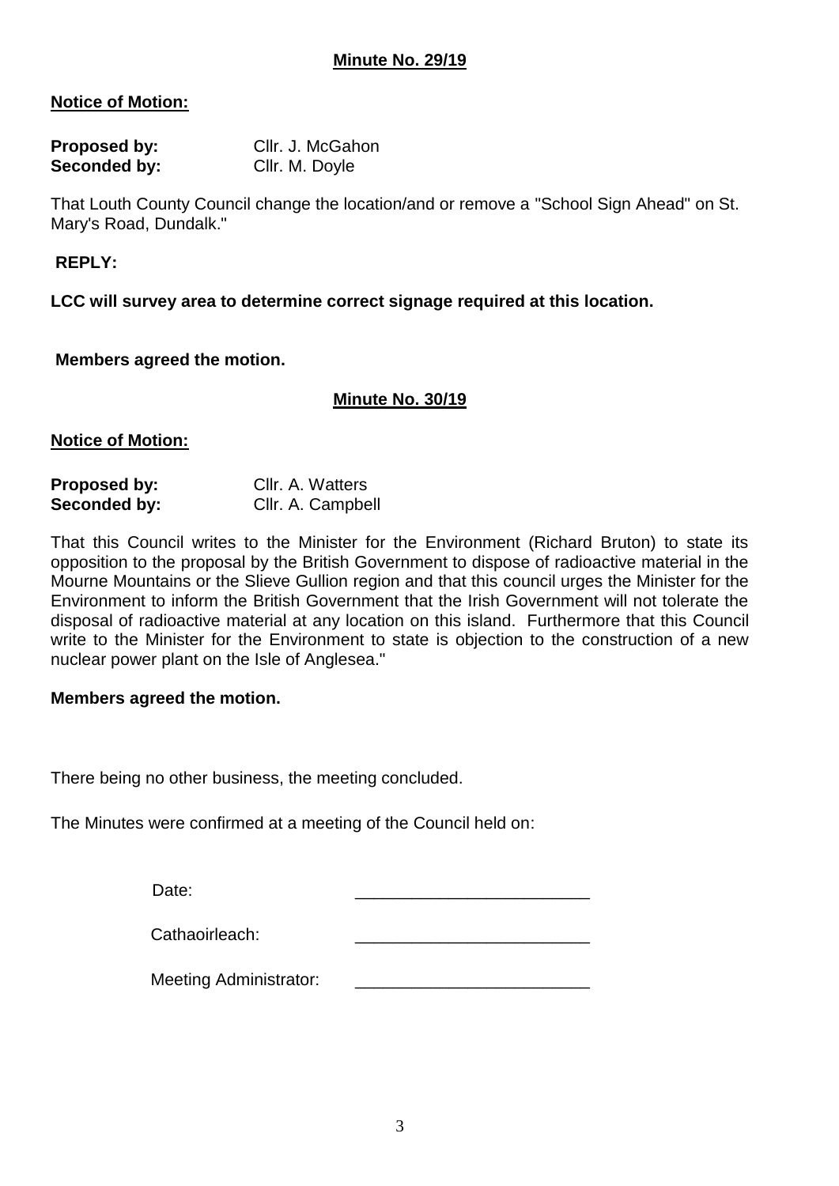**Minute No. 29/19**

**Notice of Motion:**

**Proposed by:** Cllr. J. McGahon
**Seconded by:** Cllr. M. Doyle

That Louth County Council change the location/and or remove a "School Sign Ahead" on St. Mary's Road, Dundalk."

**REPLY:**

**LCC will survey area to determine correct signage required at this location.**

**Members agreed the motion.**

**Minute No. 30/19**

**Notice of Motion:**

**Proposed by:** Cllr. A. Watters
**Seconded by:** Cllr. A. Campbell

That this Council writes to the Minister for the Environment (Richard Bruton) to state its opposition to the proposal by the British Government to dispose of radioactive material in the Mourne Mountains or the Slieve Gullion region and that this council urges the Minister for the Environment to inform the British Government that the Irish Government will not tolerate the disposal of radioactive material at any location on this island. Furthermore that this Council write to the Minister for the Environment to state is objection to the construction of a new nuclear power plant on the Isle of Anglesea."

**Members agreed the motion.**

There being no other business, the meeting concluded.

The Minutes were confirmed at a meeting of the Council held on:

Date: _________________________

Cathaoirleach: _________________________

Meeting Administrator: _________________________